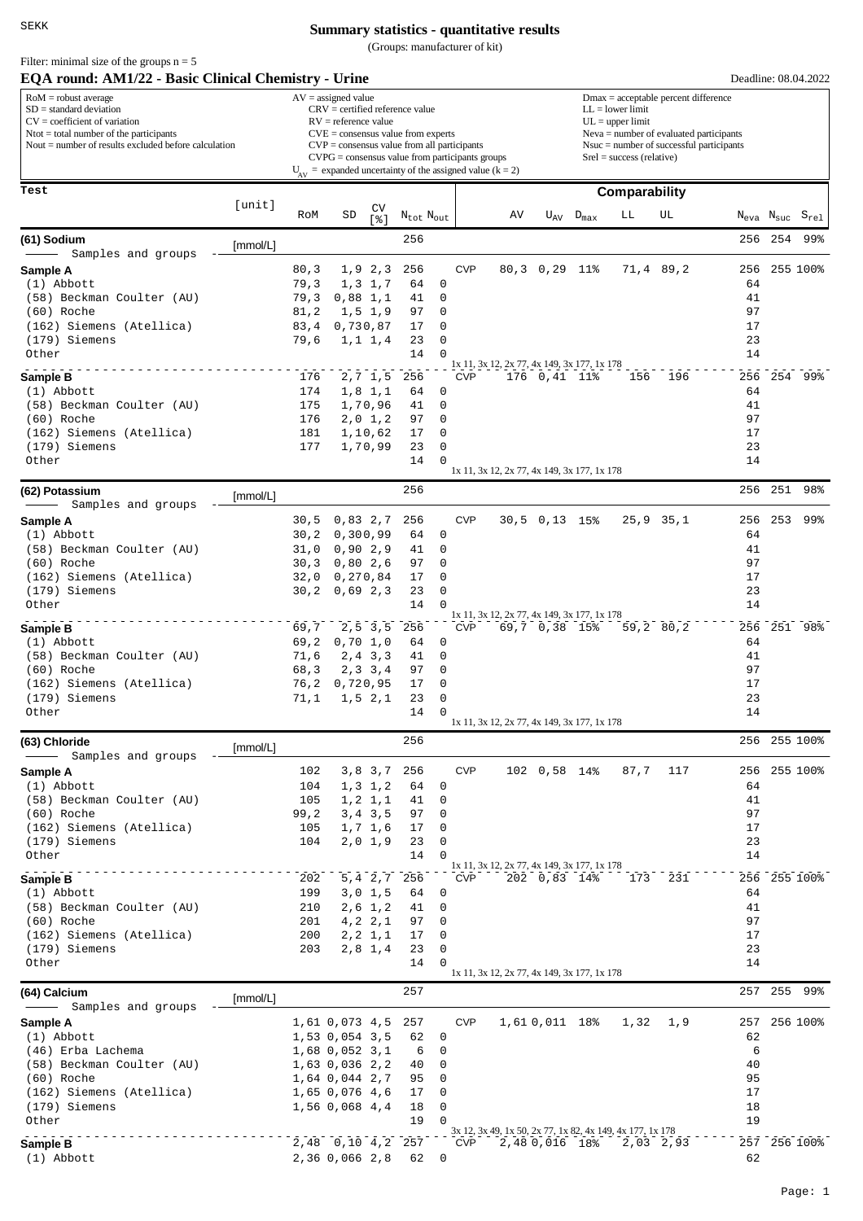SEKK

# Summary statistics - quantitative results

(Groups: manufacturer of kit)

Filter: minimal size of the groups n = 5

## EQA round: AM1/22 - Basic Clinical Chemistry - Urine

Deadline: 08.04.2022

RoM = robust average
SD = standard deviation
CV = coefficient of variation
Ntot = total number of the participants
Nout = number of results excluded before calculation

AV = assigned value
CRV = certified reference value
RV = reference value
CVE = consensus value from experts
CVP = consensus value from all participants
CVPG = consensus value from participants groups
$U_{AV}$ = expanded uncertainty of the assigned value (k = 2)

Dmax = acceptable percent difference
LL = lower limit
UL = upper limit
Neva = number of evaluated participants
Nsuc = number of successful participants
Srel = success (relative)

| Test | [unit] | RoM | SD | CV [%] | $N_{tot}$ | $N_{out}$ | | AV | $U_{AV}$ | $D_{max}$ | LL | UL | $N_{eva}$ | $N_{suc}$ | $S_{rel}$ |
|---|---|---|---|---|---|---|---|---|---|---|---|---|---|---|---|
| **(61) Sodium** | [mmol/L] | | | | 256 | | | | | | | | 256 | 254 | 99% |
| Samples and groups | | | | | | | | | | | | | | | |
| **Sample A** | | 80,3 | 1,9 | 2,3 | 256 | | CVP | 80,3 | 0,29 | 11% | 71,4 | 89,2 | 256 | 255 | 100% |
| (1) Abbott | | 79,3 | 1,3 | 1,7 | 64 | 0 | | | | | | | 64 | | |
| (58) Beckman Coulter (AU) | | 79,3 | 0,88 | 1,1 | 41 | 0 | | | | | | | 41 | | |
| (60) Roche | | 81,2 | 1,5 | 1,9 | 97 | 0 | | | | | | | 97 | | |
| (162) Siemens (Atellica) | | 83,4 | 0,73 | 0,87 | 17 | 0 | | | | | | | 17 | | |
| (179) Siemens | | 79,6 | 1,1 | 1,4 | 23 | 0 | | | | | | | 23 | | |
| Other | | | | | 14 | 0 | 1x 11, 3x 12, 2x 77, 4x 149, 3x 177, 1x 178 | | | | | | 14 | | |
| **Sample B** | | 176 | 2,7 | 1,5 | 256 | | CVP | 176 | 0,41 | 11% | 156 | 196 | 256 | 254 | 99% |
| (1) Abbott | | 174 | 1,8 | 1,1 | 64 | 0 | | | | | | | 64 | | |
| (58) Beckman Coulter (AU) | | 175 | 1,7 | 0,96 | 41 | 0 | | | | | | | 41 | | |
| (60) Roche | | 176 | 2,0 | 1,2 | 97 | 0 | | | | | | | 97 | | |
| (162) Siemens (Atellica) | | 181 | 1,1 | 0,62 | 17 | 0 | | | | | | | 17 | | |
| (179) Siemens | | 177 | 1,7 | 0,99 | 23 | 0 | | | | | | | 23 | | |
| Other | | | | | 14 | 0 | 1x 11, 3x 12, 2x 77, 4x 149, 3x 177, 1x 178 | | | | | | 14 | | |
| **(62) Potassium** | [mmol/L] | | | | 256 | | | | | | | | 256 | 251 | 98% |
| Samples and groups | | | | | | | | | | | | | | | |
| **Sample A** | | 30,5 | 0,83 | 2,7 | 256 | | CVP | 30,5 | 0,13 | 15% | 25,9 | 35,1 | 256 | 253 | 99% |
| (1) Abbott | | 30,2 | 0,30 | 0,99 | 64 | 0 | | | | | | | 64 | | |
| (58) Beckman Coulter (AU) | | 31,0 | 0,90 | 2,9 | 41 | 0 | | | | | | | 41 | | |
| (60) Roche | | 30,3 | 0,80 | 2,6 | 97 | 0 | | | | | | | 97 | | |
| (162) Siemens (Atellica) | | 32,0 | 0,27 | 0,84 | 17 | 0 | | | | | | | 17 | | |
| (179) Siemens | | 30,2 | 0,69 | 2,3 | 23 | 0 | | | | | | | 23 | | |
| Other | | | | | 14 | 0 | 1x 11, 3x 12, 2x 77, 4x 149, 3x 177, 1x 178 | | | | | | 14 | | |
| **Sample B** | | 69,7 | 2,5 | 3,5 | 256 | | CVP | 69,7 | 0,38 | 15% | 59,2 | 80,2 | 256 | 251 | 98% |
| (1) Abbott | | 69,2 | 0,70 | 1,0 | 64 | 0 | | | | | | | 64 | | |
| (58) Beckman Coulter (AU) | | 71,6 | 2,4 | 3,3 | 41 | 0 | | | | | | | 41 | | |
| (60) Roche | | 68,3 | 2,3 | 3,4 | 97 | 0 | | | | | | | 97 | | |
| (162) Siemens (Atellica) | | 76,2 | 0,72 | 0,95 | 17 | 0 | | | | | | | 17 | | |
| (179) Siemens | | 71,1 | 1,5 | 2,1 | 23 | 0 | | | | | | | 23 | | |
| Other | | | | | 14 | 0 | 1x 11, 3x 12, 2x 77, 4x 149, 3x 177, 1x 178 | | | | | | 14 | | |
| **(63) Chloride** | [mmol/L] | | | | 256 | | | | | | | | 256 | 255 | 100% |
| Samples and groups | | | | | | | | | | | | | | | |
| **Sample A** | | 102 | 3,8 | 3,7 | 256 | | CVP | 102 | 0,58 | 14% | 87,7 | 117 | 256 | 255 | 100% |
| (1) Abbott | | 104 | 1,3 | 1,2 | 64 | 0 | | | | | | | 64 | | |
| (58) Beckman Coulter (AU) | | 105 | 1,2 | 1,1 | 41 | 0 | | | | | | | 41 | | |
| (60) Roche | | 99,2 | 3,4 | 3,5 | 97 | 0 | | | | | | | 97 | | |
| (162) Siemens (Atellica) | | 105 | 1,7 | 1,6 | 17 | 0 | | | | | | | 17 | | |
| (179) Siemens | | 104 | 2,0 | 1,9 | 23 | 0 | | | | | | | 23 | | |
| Other | | | | | 14 | 0 | 1x 11, 3x 12, 2x 77, 4x 149, 3x 177, 1x 178 | | | | | | 14 | | |
| **Sample B** | | 202 | 5,4 | 2,7 | 256 | | CVP | 202 | 0,83 | 14% | 173 | 231 | 256 | 255 | 100% |
| (1) Abbott | | 199 | 3,0 | 1,5 | 64 | 0 | | | | | | | 64 | | |
| (58) Beckman Coulter (AU) | | 210 | 2,6 | 1,2 | 41 | 0 | | | | | | | 41 | | |
| (60) Roche | | 201 | 4,2 | 2,1 | 97 | 0 | | | | | | | 97 | | |
| (162) Siemens (Atellica) | | 200 | 2,2 | 1,1 | 17 | 0 | | | | | | | 17 | | |
| (179) Siemens | | 203 | 2,8 | 1,4 | 23 | 0 | | | | | | | 23 | | |
| Other | | | | | 14 | 0 | 1x 11, 3x 12, 2x 77, 4x 149, 3x 177, 1x 178 | | | | | | 14 | | |
| **(64) Calcium** | [mmol/L] | | | | 257 | | | | | | | | 257 | 255 | 99% |
| Samples and groups | | | | | | | | | | | | | | | |
| **Sample A** | | 1,61 | 0,073 | 4,5 | 257 | | CVP | 1,61 | 0,011 | 18% | 1,32 | 1,9 | 257 | 256 | 100% |
| (1) Abbott | | 1,53 | 0,054 | 3,5 | 62 | 0 | | | | | | | 62 | | |
| (46) Erba Lachema | | 1,68 | 0,052 | 3,1 | 6 | 0 | | | | | | | 6 | | |
| (58) Beckman Coulter (AU) | | 1,63 | 0,036 | 2,2 | 40 | 0 | | | | | | | 40 | | |
| (60) Roche | | 1,64 | 0,044 | 2,7 | 95 | 0 | | | | | | | 95 | | |
| (162) Siemens (Atellica) | | 1,65 | 0,076 | 4,6 | 17 | 0 | | | | | | | 17 | | |
| (179) Siemens | | 1,56 | 0,068 | 4,4 | 18 | 0 | | | | | | | 18 | | |
| Other | | | | | 19 | 0 | 3x 12, 3x 49, 1x 50, 2x 77, 1x 82, 4x 149, 4x 177, 1x 178 | | | | | | 19 | | |
| **Sample B** | | 2,48 | 0,10 | 4,2 | 257 | | CVP | 2,48 | 0,016 | 18% | 2,03 | 2,93 | 257 | 256 | 100% |
| (1) Abbott | | 2,36 | 0,066 | 2,8 | 62 | 0 | | | | | | | 62 | | |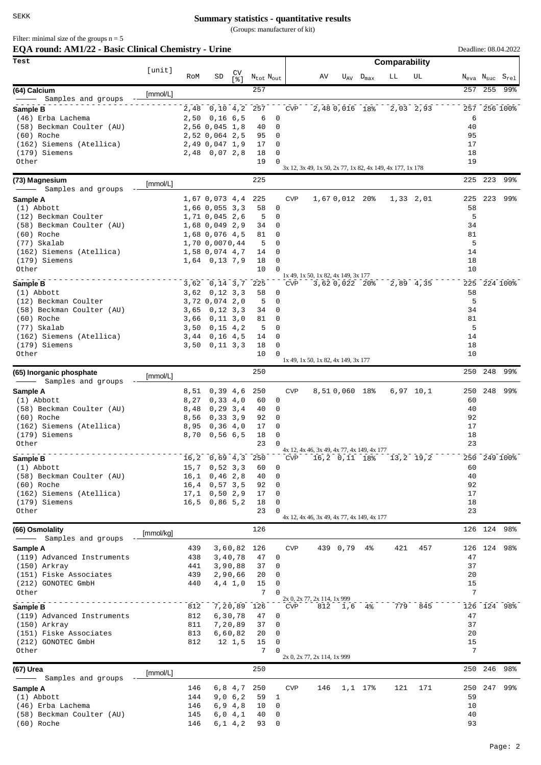SEKK

# Summary statistics - quantitative results

(Groups: manufacturer of kit)

Filter: minimal size of the groups n = 5

## EQA round: AM1/22 - Basic Clinical Chemistry - Urine

Deadline: 08.04.2022

| Test | [unit] | RoM | SD | CV [%] | $N_{tot}$ | $N_{out}$ | | AV | $U_{AV}$ | $D_{max}$ | LL | UL | $N_{eva}$ | $N_{suc}$ | $S_{rel}$ |
|---|---|---|---|---|---|---|---|---|---|---|---|---|---|---|---|
| **(64) Calcium** — Samples and groups | [mmol/L] | | | | 257 | | | | | | | | 257 | 255 | 99% |
| **Sample B** | | 2,48 | 0,10 | 4,2 | 257 | | CVP | 2,48 | 0,016 | 18% | 2,03 | 2,93 | 257 | 256 | 100% |
| (46) Erba Lachema | | 2,50 | 0,16 | 6,5 | 6 | 0 | | | | | | | 6 | | |
| (58) Beckman Coulter (AU) | | 2,56 | 0,045 | 1,8 | 40 | 0 | | | | | | | 40 | | |
| (60) Roche | | 2,52 | 0,064 | 2,5 | 95 | 0 | | | | | | | 95 | | |
| (162) Siemens (Atellica) | | 2,49 | 0,047 | 1,9 | 17 | 0 | | | | | | | 17 | | |
| (179) Siemens | | 2,48 | 0,07 | 2,8 | 18 | 0 | | | | | | | 18 | | |
| Other | | | | | 19 | 0 | 3x 12, 3x 49, 1x 50, 2x 77, 1x 82, 4x 149, 4x 177, 1x 178 | | | | | | 19 | | |
| **(73) Magnesium** — Samples and groups | [mmol/L] | | | | 225 | | | | | | | | 225 | 223 | 99% |
| **Sample A** | | 1,67 | 0,073 | 4,4 | 225 | | CVP | 1,67 | 0,012 | 20% | 1,33 | 2,01 | 225 | 223 | 99% |
| (1) Abbott | | 1,66 | 0,055 | 3,3 | 58 | 0 | | | | | | | 58 | | |
| (12) Beckman Coulter | | 1,71 | 0,045 | 2,6 | 5 | 0 | | | | | | | 5 | | |
| (58) Beckman Coulter (AU) | | 1,68 | 0,049 | 2,9 | 34 | 0 | | | | | | | 34 | | |
| (60) Roche | | 1,68 | 0,076 | 4,5 | 81 | 0 | | | | | | | 81 | | |
| (77) Skalab | | 1,70 | 0,007 | 0,44 | 5 | 0 | | | | | | | 5 | | |
| (162) Siemens (Atellica) | | 1,58 | 0,074 | 4,7 | 14 | 0 | | | | | | | 14 | | |
| (179) Siemens | | 1,64 | 0,13 | 7,9 | 18 | 0 | | | | | | | 18 | | |
| Other | | | | | 10 | 0 | 1x 49, 1x 50, 1x 82, 4x 149, 3x 177 | | | | | | 10 | | |
| **Sample B** | | 3,62 | 0,14 | 3,7 | 225 | | CVP | 3,62 | 0,022 | 20% | 2,89 | 4,35 | 225 | 224 | 100% |
| (1) Abbott | | 3,62 | 0,12 | 3,3 | 58 | 0 | | | | | | | 58 | | |
| (12) Beckman Coulter | | 3,72 | 0,074 | 2,0 | 5 | 0 | | | | | | | 5 | | |
| (58) Beckman Coulter (AU) | | 3,65 | 0,12 | 3,3 | 34 | 0 | | | | | | | 34 | | |
| (60) Roche | | 3,66 | 0,11 | 3,0 | 81 | 0 | | | | | | | 81 | | |
| (77) Skalab | | 3,50 | 0,15 | 4,2 | 5 | 0 | | | | | | | 5 | | |
| (162) Siemens (Atellica) | | 3,44 | 0,16 | 4,5 | 14 | 0 | | | | | | | 14 | | |
| (179) Siemens | | 3,50 | 0,11 | 3,3 | 18 | 0 | | | | | | | 18 | | |
| Other | | | | | 10 | 0 | 1x 49, 1x 50, 1x 82, 4x 149, 3x 177 | | | | | | 10 | | |
| **(65) Inorganic phosphate** — Samples and groups | [mmol/L] | | | | 250 | | | | | | | | 250 | 248 | 99% |
| **Sample A** | | 8,51 | 0,39 | 4,6 | 250 | | CVP | 8,51 | 0,060 | 18% | 6,97 | 10,1 | 250 | 248 | 99% |
| (1) Abbott | | 8,27 | 0,33 | 4,0 | 60 | 0 | | | | | | | 60 | | |
| (58) Beckman Coulter (AU) | | 8,48 | 0,29 | 3,4 | 40 | 0 | | | | | | | 40 | | |
| (60) Roche | | 8,56 | 0,33 | 3,9 | 92 | 0 | | | | | | | 92 | | |
| (162) Siemens (Atellica) | | 8,95 | 0,36 | 4,0 | 17 | 0 | | | | | | | 17 | | |
| (179) Siemens | | 8,70 | 0,56 | 6,5 | 18 | 0 | | | | | | | 18 | | |
| Other | | | | | 23 | 0 | 4x 12, 4x 46, 3x 49, 4x 77, 4x 149, 4x 177 | | | | | | 23 | | |
| **Sample B** | | 16,2 | 0,69 | 4,3 | 250 | | CVP | 16,2 | 0,11 | 18% | 13,2 | 19,2 | 250 | 249 | 100% |
| (1) Abbott | | 15,7 | 0,52 | 3,3 | 60 | 0 | | | | | | | 60 | | |
| (58) Beckman Coulter (AU) | | 16,1 | 0,46 | 2,8 | 40 | 0 | | | | | | | 40 | | |
| (60) Roche | | 16,4 | 0,57 | 3,5 | 92 | 0 | | | | | | | 92 | | |
| (162) Siemens (Atellica) | | 17,1 | 0,50 | 2,9 | 17 | 0 | | | | | | | 17 | | |
| (179) Siemens | | 16,5 | 0,86 | 5,2 | 18 | 0 | | | | | | | 18 | | |
| Other | | | | | 23 | 0 | 4x 12, 4x 46, 3x 49, 4x 77, 4x 149, 4x 177 | | | | | | 23 | | |
| **(66) Osmolality** — Samples and groups | [mmol/kg] | | | | 126 | | | | | | | | 126 | 124 | 98% |
| **Sample A** | | 439 | 3,6 | 0,82 | 126 | | CVP | 439 | 0,79 | 4% | 421 | 457 | 126 | 124 | 98% |
| (119) Advanced Instruments | | 438 | 3,4 | 0,78 | 47 | 0 | | | | | | | 47 | | |
| (150) Arkray | | 441 | 3,9 | 0,88 | 37 | 0 | | | | | | | 37 | | |
| (151) Fiske Associates | | 439 | 2,9 | 0,66 | 20 | 0 | | | | | | | 20 | | |
| (212) GONOTEC GmbH | | 440 | 4,4 | 1,0 | 15 | 0 | | | | | | | 15 | | |
| Other | | | | | 7 | 0 | 2x 0, 2x 77, 2x 114, 1x 999 | | | | | | 7 | | |
| **Sample B** | | 812 | 7,2 | 0,89 | 126 | | CVP | 812 | 1,6 | 4% | 779 | 845 | 126 | 124 | 98% |
| (119) Advanced Instruments | | 812 | 6,3 | 0,78 | 47 | 0 | | | | | | | 47 | | |
| (150) Arkray | | 811 | 7,2 | 0,89 | 37 | 0 | | | | | | | 37 | | |
| (151) Fiske Associates | | 813 | 6,6 | 0,82 | 20 | 0 | | | | | | | 20 | | |
| (212) GONOTEC GmbH | | 812 | 12 | 1,5 | 15 | 0 | | | | | | | 15 | | |
| Other | | | | | 7 | 0 | 2x 0, 2x 77, 2x 114, 1x 999 | | | | | | 7 | | |
| **(67) Urea** — Samples and groups | [mmol/L] | | | | 250 | | | | | | | | 250 | 246 | 98% |
| **Sample A** | | 146 | 6,8 | 4,7 | 250 | | CVP | 146 | 1,1 | 17% | 121 | 171 | 250 | 247 | 99% |
| (1) Abbott | | 144 | 9,0 | 6,2 | 59 | 1 | | | | | | | 59 | | |
| (46) Erba Lachema | | 146 | 6,9 | 4,8 | 10 | 0 | | | | | | | 10 | | |
| (58) Beckman Coulter (AU) | | 145 | 6,0 | 4,1 | 40 | 0 | | | | | | | 40 | | |
| (60) Roche | | 146 | 6,1 | 4,2 | 93 | 0 | | | | | | | 93 | | |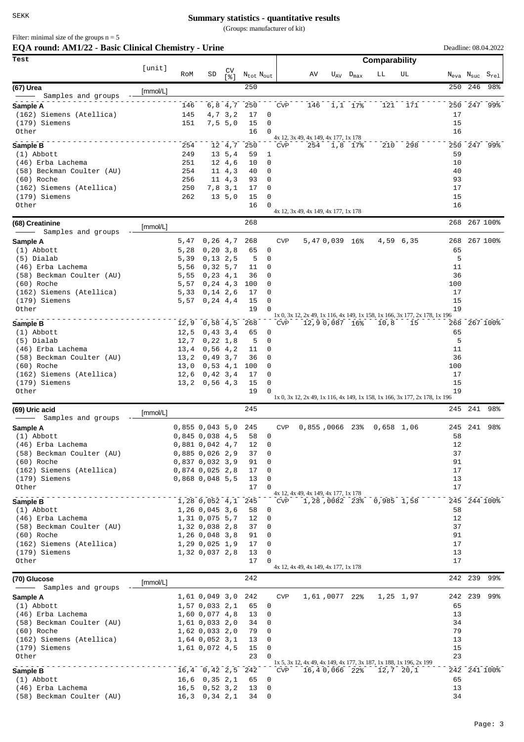SEKK

# Summary statistics - quantitative results

(Groups: manufacturer of kit)

Filter: minimal size of the groups n = 5

## EQA round: AM1/22 - Basic Clinical Chemistry - Urine

Deadline: 08.04.2022

| Test | [unit] | RoM | SD | CV [%] | $N_{tot}$ | $N_{out}$ | | AV | $U_{AV}$ | $D_{max}$ | LL | UL | $N_{eva}$ | $N_{suc}$ | $S_{rel}$ |
|---|---|---|---|---|---|---|---|---|---|---|---|---|---|---|---|
| **(67) Urea** | [mmol/L] | | | | 250 | | | | | | | | 250 | 246 | 98% |
| Samples and groups | | | | | | | | | | | | | | | |
| **Sample A** | | 146 | 6,8 | 4,7 | 250 | | CVP | 146 | 1,1 | 17% | 121 | 171 | 250 | 247 | 99% |
| (162) Siemens (Atellica) | | 145 | 4,7 | 3,2 | 17 | 0 | | | | | | | 17 | | |
| (179) Siemens | | 151 | 7,5 | 5,0 | 15 | 0 | | | | | | | 15 | | |
| Other | | | | | 16 | 0 | 4x 12, 3x 49, 4x 149, 4x 177, 1x 178 | | | | | | 16 | | |
| **Sample B** | | 254 | 12 | 4,7 | 250 | | CVP | 254 | 1,8 | 17% | 210 | 298 | 250 | 247 | 99% |
| (1) Abbott | | 249 | 13 | 5,4 | 59 | 1 | | | | | | | 59 | | |
| (46) Erba Lachema | | 251 | 12 | 4,6 | 10 | 0 | | | | | | | 10 | | |
| (58) Beckman Coulter (AU) | | 254 | 11 | 4,3 | 40 | 0 | | | | | | | 40 | | |
| (60) Roche | | 256 | 11 | 4,3 | 93 | 0 | | | | | | | 93 | | |
| (162) Siemens (Atellica) | | 250 | 7,8 | 3,1 | 17 | 0 | | | | | | | 17 | | |
| (179) Siemens | | 262 | 13 | 5,0 | 15 | 0 | | | | | | | 15 | | |
| Other | | | | | 16 | 0 | 4x 12, 3x 49, 4x 149, 4x 177, 1x 178 | | | | | | 16 | | |
| **(68) Creatinine** | [mmol/L] | | | | 268 | | | | | | | | 268 | 267 | 100% |
| Samples and groups | | | | | | | | | | | | | | | |
| **Sample A** | | 5,47 | 0,26 | 4,7 | 268 | | CVP | 5,47 | 0,039 | 16% | 4,59 | 6,35 | 268 | 267 | 100% |
| (1) Abbott | | 5,28 | 0,20 | 3,8 | 65 | 0 | | | | | | | 65 | | |
| (5) Dialab | | 5,39 | 0,13 | 2,5 | 5 | 0 | | | | | | | 5 | | |
| (46) Erba Lachema | | 5,56 | 0,32 | 5,7 | 11 | 0 | | | | | | | 11 | | |
| (58) Beckman Coulter (AU) | | 5,55 | 0,23 | 4,1 | 36 | 0 | | | | | | | 36 | | |
| (60) Roche | | 5,57 | 0,24 | 4,3 | 100 | 0 | | | | | | | 100 | | |
| (162) Siemens (Atellica) | | 5,33 | 0,14 | 2,6 | 17 | 0 | | | | | | | 17 | | |
| (179) Siemens | | 5,57 | 0,24 | 4,4 | 15 | 0 | | | | | | | 15 | | |
| Other | | | | | 19 | 0 | 1x 0, 3x 12, 2x 49, 1x 116, 4x 149, 1x 158, 1x 166, 3x 177, 2x 178, 1x 196 | | | | | | 19 | | |
| **Sample B** | | 12,9 | 0,58 | 4,5 | 268 | | CVP | 12,9 | 0,087 | 16% | 10,8 | 15 | 268 | 267 | 100% |
| (1) Abbott | | 12,5 | 0,43 | 3,4 | 65 | 0 | | | | | | | 65 | | |
| (5) Dialab | | 12,7 | 0,22 | 1,8 | 5 | 0 | | | | | | | 5 | | |
| (46) Erba Lachema | | 13,4 | 0,56 | 4,2 | 11 | 0 | | | | | | | 11 | | |
| (58) Beckman Coulter (AU) | | 13,2 | 0,49 | 3,7 | 36 | 0 | | | | | | | 36 | | |
| (60) Roche | | 13,0 | 0,53 | 4,1 | 100 | 0 | | | | | | | 100 | | |
| (162) Siemens (Atellica) | | 12,6 | 0,42 | 3,4 | 17 | 0 | | | | | | | 17 | | |
| (179) Siemens | | 13,2 | 0,56 | 4,3 | 15 | 0 | | | | | | | 15 | | |
| Other | | | | | 19 | 0 | 1x 0, 3x 12, 2x 49, 1x 116, 4x 149, 1x 158, 1x 166, 3x 177, 2x 178, 1x 196 | | | | | | 19 | | |
| **(69) Uric acid** | [mmol/L] | | | | 245 | | | | | | | | 245 | 241 | 98% |
| Samples and groups | | | | | | | | | | | | | | | |
| **Sample A** | | 0,855 | 0,043 | 5,0 | 245 | | CVP | 0,855 | ,0066 | 23% | 0,658 | 1,06 | 245 | 241 | 98% |
| (1) Abbott | | 0,845 | 0,038 | 4,5 | 58 | 0 | | | | | | | 58 | | |
| (46) Erba Lachema | | 0,881 | 0,042 | 4,7 | 12 | 0 | | | | | | | 12 | | |
| (58) Beckman Coulter (AU) | | 0,885 | 0,026 | 2,9 | 37 | 0 | | | | | | | 37 | | |
| (60) Roche | | 0,837 | 0,032 | 3,9 | 91 | 0 | | | | | | | 91 | | |
| (162) Siemens (Atellica) | | 0,874 | 0,025 | 2,8 | 17 | 0 | | | | | | | 17 | | |
| (179) Siemens | | 0,868 | 0,048 | 5,5 | 13 | 0 | | | | | | | 13 | | |
| Other | | | | | 17 | 0 | 4x 12, 4x 49, 4x 149, 4x 177, 1x 178 | | | | | | 17 | | |
| **Sample B** | | 1,28 | 0,052 | 4,1 | 245 | | CVP | 1,28 | ,0082 | 23% | 0,985 | 1,58 | 245 | 244 | 100% |
| (1) Abbott | | 1,26 | 0,045 | 3,6 | 58 | 0 | | | | | | | 58 | | |
| (46) Erba Lachema | | 1,31 | 0,075 | 5,7 | 12 | 0 | | | | | | | 12 | | |
| (58) Beckman Coulter (AU) | | 1,32 | 0,038 | 2,8 | 37 | 0 | | | | | | | 37 | | |
| (60) Roche | | 1,26 | 0,048 | 3,8 | 91 | 0 | | | | | | | 91 | | |
| (162) Siemens (Atellica) | | 1,29 | 0,025 | 1,9 | 17 | 0 | | | | | | | 17 | | |
| (179) Siemens | | 1,32 | 0,037 | 2,8 | 13 | 0 | | | | | | | 13 | | |
| Other | | | | | 17 | 0 | 4x 12, 4x 49, 4x 149, 4x 177, 1x 178 | | | | | | 17 | | |
| **(70) Glucose** | [mmol/L] | | | | 242 | | | | | | | | 242 | 239 | 99% |
| Samples and groups | | | | | | | | | | | | | | | |
| **Sample A** | | 1,61 | 0,049 | 3,0 | 242 | | CVP | 1,61 | ,0077 | 22% | 1,25 | 1,97 | 242 | 239 | 99% |
| (1) Abbott | | 1,57 | 0,033 | 2,1 | 65 | 0 | | | | | | | 65 | | |
| (46) Erba Lachema | | 1,60 | 0,077 | 4,8 | 13 | 0 | | | | | | | 13 | | |
| (58) Beckman Coulter (AU) | | 1,61 | 0,033 | 2,0 | 34 | 0 | | | | | | | 34 | | |
| (60) Roche | | 1,62 | 0,033 | 2,0 | 79 | 0 | | | | | | | 79 | | |
| (162) Siemens (Atellica) | | 1,64 | 0,052 | 3,1 | 13 | 0 | | | | | | | 13 | | |
| (179) Siemens | | 1,61 | 0,072 | 4,5 | 15 | 0 | | | | | | | 15 | | |
| Other | | | | | 23 | 0 | 1x 5, 3x 12, 4x 49, 4x 149, 4x 177, 3x 187, 1x 188, 1x 196, 2x 199 | | | | | | 23 | | |
| **Sample B** | | 16,4 | 0,42 | 2,5 | 242 | | CVP | 16,4 | 0,066 | 22% | 12,7 | 20,1 | 242 | 241 | 100% |
| (1) Abbott | | 16,6 | 0,35 | 2,1 | 65 | 0 | | | | | | | 65 | | |
| (46) Erba Lachema | | 16,5 | 0,52 | 3,2 | 13 | 0 | | | | | | | 13 | | |
| (58) Beckman Coulter (AU) | | 16,3 | 0,34 | 2,1 | 34 | 0 | | | | | | | 34 | | |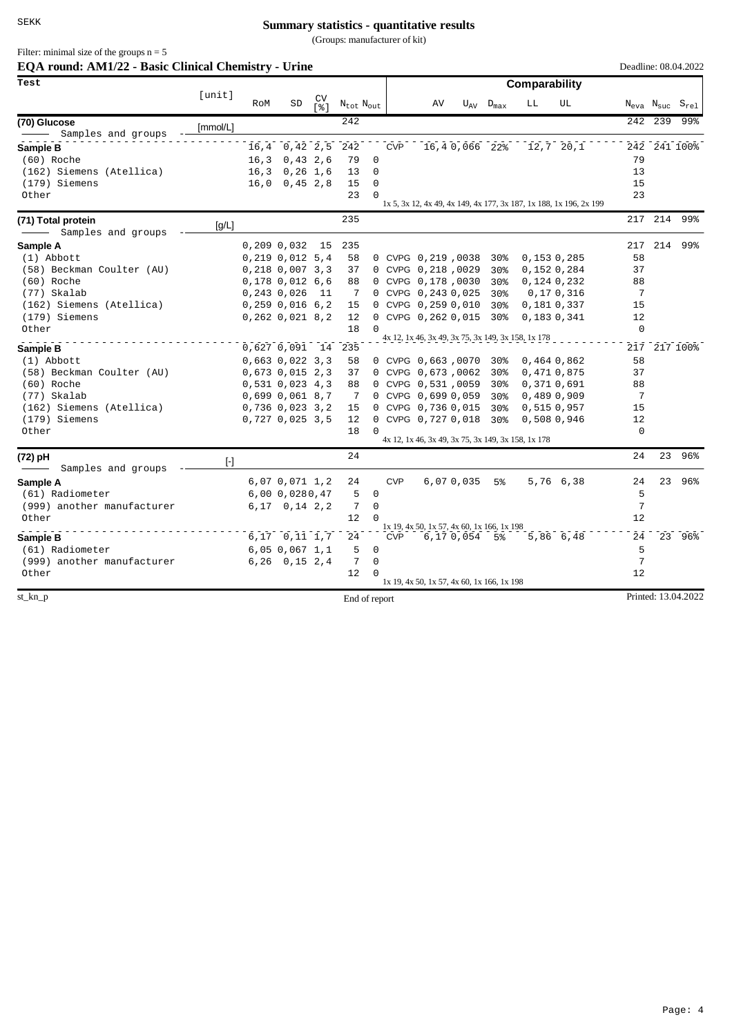SEKK

# Summary statistics - quantitative results

(Groups: manufacturer of kit)

Filter: minimal size of the groups n = 5

## EQA round: AM1/22 - Basic Clinical Chemistry - Urine

Deadline: 08.04.2022

| Test | [unit] | RoM | SD | CV [%] | $N_{tot}$ | $N_{out}$ | Comparability | AV | $U_{AV}$ | $D_{max}$ | LL | UL | $N_{eva}$ | $N_{suc}$ | $S_{rel}$ |
|---|---|---|---|---|---|---|---|---|---|---|---|---|---|---|---|
| **(70) Glucose** | [mmol/L] | | | | 242 | | | | | | | | 242 | 239 | 99% |
| Samples and groups | | | | | | | | | | | | | | | |
| **Sample B** | | 16,4 | 0,42 | 2,5 | 242 | | CVP | 16,4 | 0,066 | 22% | 12,7 | 20,1 | 242 | 241 | 100% |
| (60) Roche | | 16,3 | 0,43 | 2,6 | 79 | 0 | | | | | | | 79 | | |
| (162) Siemens (Atellica) | | 16,3 | 0,26 | 1,6 | 13 | 0 | | | | | | | 13 | | |
| (179) Siemens | | 16,0 | 0,45 | 2,8 | 15 | 0 | | | | | | | 15 | | |
| Other | | | | | 23 | 0 | 1x 5, 3x 12, 4x 49, 4x 149, 4x 177, 3x 187, 1x 188, 1x 196, 2x 199 | | | | | | 23 | | |
| **(71) Total protein** | [g/L] | | | | 235 | | | | | | | | 217 | 214 | 99% |
| Samples and groups | | | | | | | | | | | | | | | |
| **Sample A** | | 0,209 | 0,032 | 15 | 235 | | | | | | | | 217 | 214 | 99% |
| (1) Abbott | | 0,219 | 0,012 | 5,4 | 58 | 0 | CVPG | 0,219 | ,0038 | 30% | 0,153 | 0,285 | 58 | | |
| (58) Beckman Coulter (AU) | | 0,218 | 0,007 | 3,3 | 37 | 0 | CVPG | 0,218 | ,0029 | 30% | 0,152 | 0,284 | 37 | | |
| (60) Roche | | 0,178 | 0,012 | 6,6 | 88 | 0 | CVPG | 0,178 | ,0030 | 30% | 0,124 | 0,232 | 88 | | |
| (77) Skalab | | 0,243 | 0,026 | 11 | 7 | 0 | CVPG | 0,243 | 0,025 | 30% | 0,17 | 0,316 | 7 | | |
| (162) Siemens (Atellica) | | 0,259 | 0,016 | 6,2 | 15 | 0 | CVPG | 0,259 | 0,010 | 30% | 0,181 | 0,337 | 15 | | |
| (179) Siemens | | 0,262 | 0,021 | 8,2 | 12 | 0 | CVPG | 0,262 | 0,015 | 30% | 0,183 | 0,341 | 12 | | |
| Other | | | | | 18 | 0 | 4x 12, 1x 46, 3x 49, 3x 75, 3x 149, 3x 158, 1x 178 | | | | | | 0 | | |
| **Sample B** | | 0,627 | 0,091 | 14 | 235 | | | | | | | | 217 | 217 | 100% |
| (1) Abbott | | 0,663 | 0,022 | 3,3 | 58 | 0 | CVPG | 0,663 | ,0070 | 30% | 0,464 | 0,862 | 58 | | |
| (58) Beckman Coulter (AU) | | 0,673 | 0,015 | 2,3 | 37 | 0 | CVPG | 0,673 | ,0062 | 30% | 0,471 | 0,875 | 37 | | |
| (60) Roche | | 0,531 | 0,023 | 4,3 | 88 | 0 | CVPG | 0,531 | ,0059 | 30% | 0,371 | 0,691 | 88 | | |
| (77) Skalab | | 0,699 | 0,061 | 8,7 | 7 | 0 | CVPG | 0,699 | 0,059 | 30% | 0,489 | 0,909 | 7 | | |
| (162) Siemens (Atellica) | | 0,736 | 0,023 | 3,2 | 15 | 0 | CVPG | 0,736 | 0,015 | 30% | 0,515 | 0,957 | 15 | | |
| (179) Siemens | | 0,727 | 0,025 | 3,5 | 12 | 0 | CVPG | 0,727 | 0,018 | 30% | 0,508 | 0,946 | 12 | | |
| Other | | | | | 18 | 0 | 4x 12, 1x 46, 3x 49, 3x 75, 3x 149, 3x 158, 1x 178 | | | | | | 0 | | |
| **(72) pH** | [-] | | | | 24 | | | | | | | | 24 | 23 | 96% |
| Samples and groups | | | | | | | | | | | | | | | |
| **Sample A** | | 6,07 | 0,071 | 1,2 | 24 | | CVP | 6,07 | 0,035 | 5% | 5,76 | 6,38 | 24 | 23 | 96% |
| (61) Radiometer | | 6,00 | 0,028 | 0,47 | 5 | 0 | | | | | | | 5 | | |
| (999) another manufacturer | | 6,17 | 0,14 | 2,2 | 7 | 0 | | | | | | | 7 | | |
| Other | | | | | 12 | 0 | 1x 19, 4x 50, 1x 57, 4x 60, 1x 166, 1x 198 | | | | | | 12 | | |
| **Sample B** | | 6,17 | 0,11 | 1,7 | 24 | | CVP | 6,17 | 0,054 | 5% | 5,86 | 6,48 | 24 | 23 | 96% |
| (61) Radiometer | | 6,05 | 0,067 | 1,1 | 5 | 0 | | | | | | | 5 | | |
| (999) another manufacturer | | 6,26 | 0,15 | 2,4 | 7 | 0 | | | | | | | 7 | | |
| Other | | | | | 12 | 0 | 1x 19, 4x 50, 1x 57, 4x 60, 1x 166, 1x 198 | | | | | | 12 | | |

st_kn_p

End of report

Printed: 13.04.2022